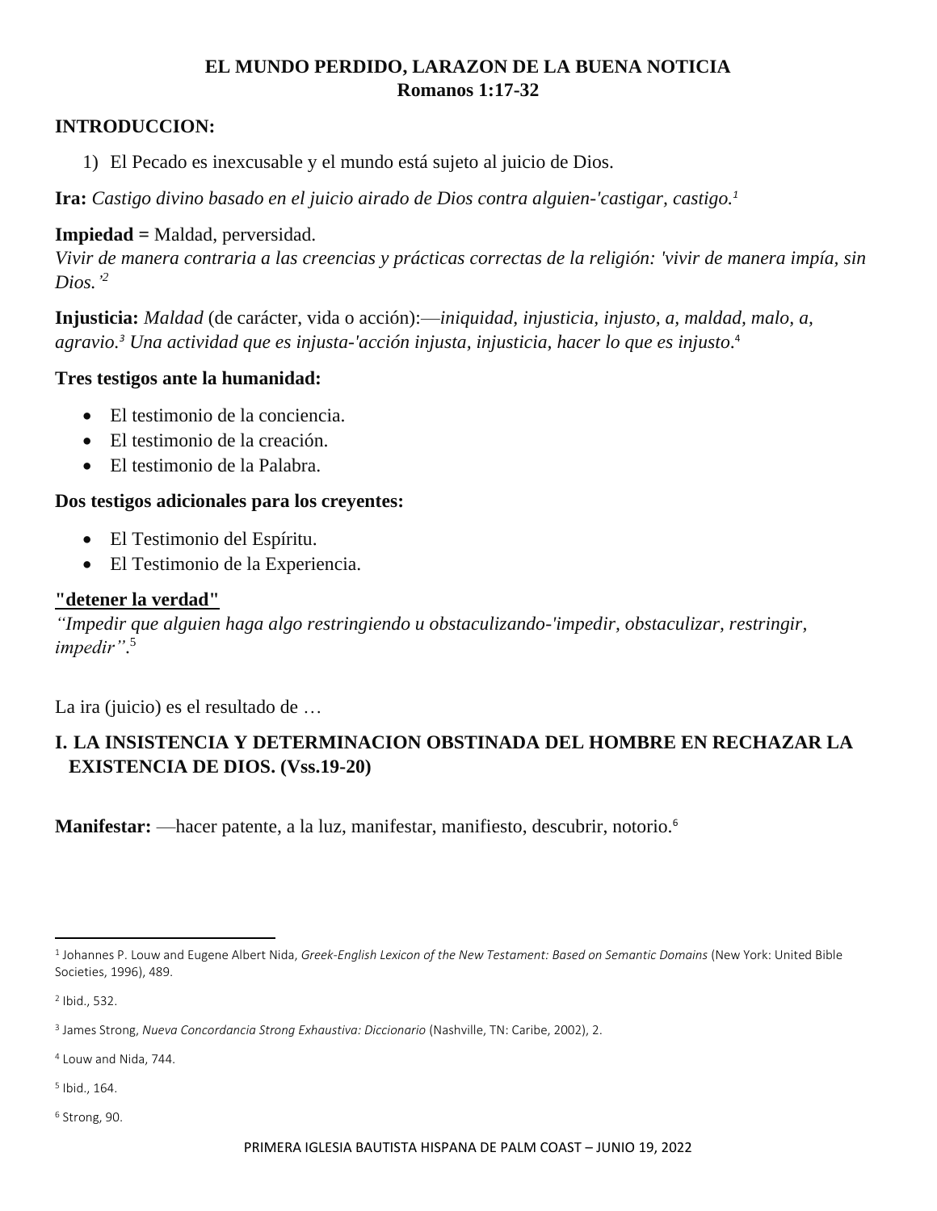# EL MUNDO PERDIDO, LARAZON DE LA BUENA NOTICIA
## Romanos 1:17-32

**INTRODUCCION:**

1) El Pecado es inexcusable y el mundo está sujeto al juicio de Dios.

**Ira:** *Castigo divino basado en el juicio airado de Dios contra alguien-'castigar, castigo.*[1]

**Impiedad =** Maldad, perversidad.
*Vivir de manera contraria a las creencias y prácticas correctas de la religión: 'vivir de manera impía, sin Dios.'*[2]

**Injusticia:** *Maldad* (de carácter, vida o acción):—*iniquidad, injusticia, injusto, a, maldad, malo, a, agravio.*[3] *Una actividad que es injusta-'acción injusta, injusticia, hacer lo que es injusto*.[4]

**Tres testigos ante la humanidad:**

- El testimonio de la conciencia.
- El testimonio de la creación.
- El testimonio de la Palabra.

**Dos testigos adicionales para los creyentes:**

- El Testimonio del Espíritu.
- El Testimonio de la Experiencia.

**"detener la verdad"**
*"Impedir que alguien haga algo restringiendo u obstaculizando-'impedir, obstaculizar, restringir, impedir"*.[5]

La ira (juicio) es el resultado de …

## I. LA INSISTENCIA Y DETERMINACION OBSTINADA DEL HOMBRE EN RECHAZAR LA EXISTENCIA DE DIOS. (Vss.19-20)

**Manifestar:** —hacer patente, a la luz, manifestar, manifiesto, descubrir, notorio.[6]

---

[1] Johannes P. Louw and Eugene Albert Nida, *Greek-English Lexicon of the New Testament: Based on Semantic Domains* (New York: United Bible Societies, 1996), 489.

[2] Ibid., 532.

[3] James Strong, *Nueva Concordancia Strong Exhaustiva: Diccionario* (Nashville, TN: Caribe, 2002), 2.

[4] Louw and Nida, 744.

[5] Ibid., 164.

[6] Strong, 90.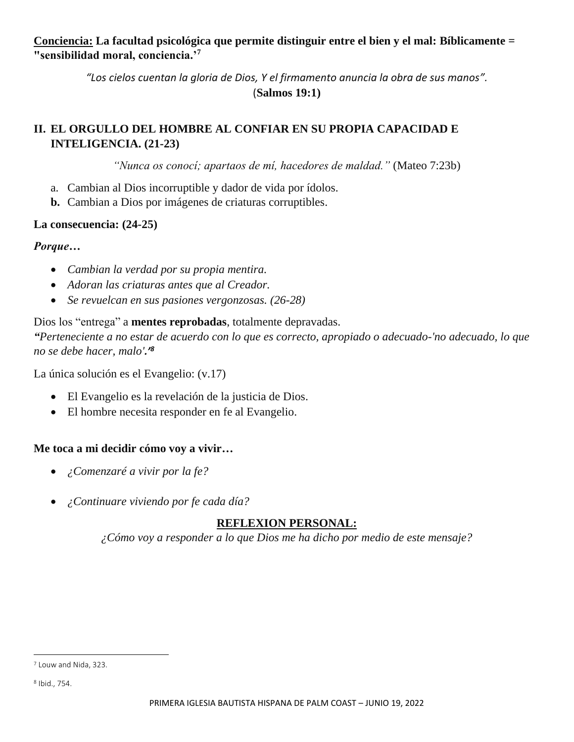**Conciencia:** **La facultad psicológica que permite distinguir entre el bien y el mal: Bíblicamente = "sensibilidad moral, conciencia.'[7]**

*"Los cielos cuentan la gloria de Dios, Y el firmamento anuncia la obra de sus manos".*
(**Salmos 19:1)**

## II. EL ORGULLO DEL HOMBRE AL CONFIAR EN SU PROPIA CAPACIDAD E INTELIGENCIA. (21-23)

*"Nunca os conocí; apartaos de mí, hacedores de maldad."* (Mateo 7:23b)

a. Cambian al Dios incorruptible y dador de vida por ídolos.
**b.** Cambian a Dios por imágenes de criaturas corruptibles.

**La consecuencia: (24-25)**

***Porque…***

- *Cambian la verdad por su propia mentira.*
- *Adoran las criaturas antes que al Creador.*
- *Se revuelcan en sus pasiones vergonzosas. (26-28)*

Dios los "entrega" a **mentes reprobadas**, totalmente depravadas.
***"****Perteneciente a no estar de acuerdo con lo que es correcto, apropiado o adecuado-'no adecuado, lo que no se debe hacer, malo'.****"[8]***

La única solución es el Evangelio: (v.17)

- El Evangelio es la revelación de la justicia de Dios.
- El hombre necesita responder en fe al Evangelio.

**Me toca a mi decidir cómo voy a vivir…**

- *¿Comenzaré a vivir por la fe?*
- *¿Continuare viviendo por fe cada día?*

**REFLEXION PERSONAL:**

*¿Cómo voy a responder a lo que Dios me ha dicho por medio de este mensaje?*

---

[7] Louw and Nida, 323.

[8] Ibid., 754.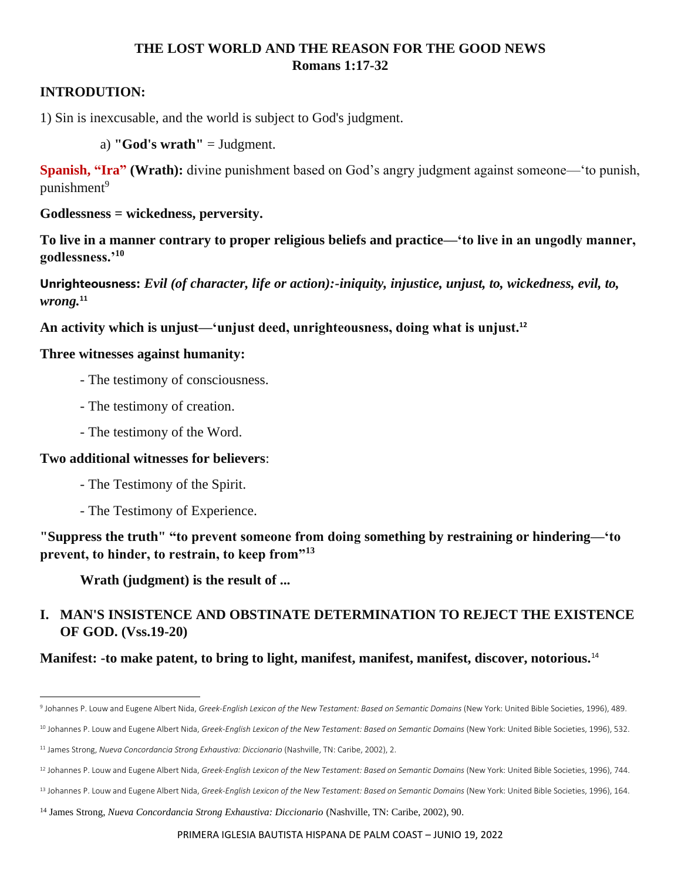# THE LOST WORLD AND THE REASON FOR THE GOOD NEWS
## Romans 1:17-32

## INTRODUTION:

1) Sin is inexcusable, and the world is subject to God's judgment.

a) **"God's wrath"** = Judgment.

**Spanish, "Ira" (Wrath):** divine punishment based on God's angry judgment against someone—'to punish, punishment[9]

**Godlessness = wickedness, perversity.**

**To live in a manner contrary to proper religious beliefs and practice—'to live in an ungodly manner, godlessness.'[10]**

**Unrighteousness:** ***Evil (of character, life or action):-iniquity, injustice, unjust, to, wickedness, evil, to, wrong.***[11]

**An activity which is unjust—'unjust deed, unrighteousness, doing what is unjust.[12]**

**Three witnesses against humanity:**

- The testimony of consciousness.
- The testimony of creation.
- The testimony of the Word.

**Two additional witnesses for believers**:

- The Testimony of the Spirit.
- The Testimony of Experience.

**"Suppress the truth" "to prevent someone from doing something by restraining or hindering—'to prevent, to hinder, to restrain, to keep from"[13]**

**Wrath (judgment) is the result of ...**

## I. MAN'S INSISTENCE AND OBSTINATE DETERMINATION TO REJECT THE EXISTENCE OF GOD. (Vss.19-20)

**Manifest: -to make patent, to bring to light, manifest, manifest, manifest, discover, notorious.**[14]

---

[9] Johannes P. Louw and Eugene Albert Nida, *Greek-English Lexicon of the New Testament: Based on Semantic Domains* (New York: United Bible Societies, 1996), 489.

[10] Johannes P. Louw and Eugene Albert Nida, *Greek-English Lexicon of the New Testament: Based on Semantic Domains* (New York: United Bible Societies, 1996), 532.

[11] James Strong, *Nueva Concordancia Strong Exhaustiva: Diccionario* (Nashville, TN: Caribe, 2002), 2.

[12] Johannes P. Louw and Eugene Albert Nida, *Greek-English Lexicon of the New Testament: Based on Semantic Domains* (New York: United Bible Societies, 1996), 744.

[13] Johannes P. Louw and Eugene Albert Nida, *Greek-English Lexicon of the New Testament: Based on Semantic Domains* (New York: United Bible Societies, 1996), 164.

[14] James Strong, *Nueva Concordancia Strong Exhaustiva: Diccionario* (Nashville, TN: Caribe, 2002), 90.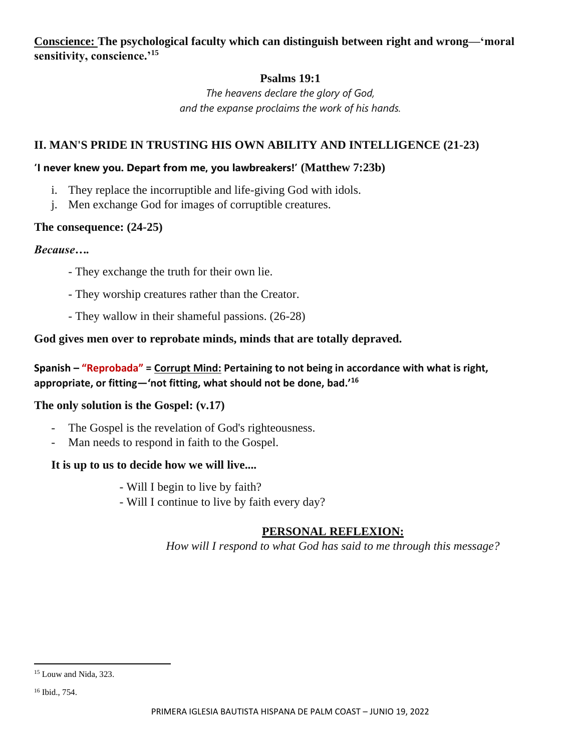**Conscience:** **The psychological faculty which can distinguish between right and wrong—'moral sensitivity, conscience.'**[15]

**Psalms 19:1**

*The heavens declare the glory of God,*
*and the expanse proclaims the work of his hands.*

## II. MAN'S PRIDE IN TRUSTING HIS OWN ABILITY AND INTELLIGENCE (21-23)

**'I never knew you. Depart from me, you lawbreakers!' (Matthew 7:23b)**

i. They replace the incorruptible and life-giving God with idols.
j. Men exchange God for images of corruptible creatures.

**The consequence: (24-25)**

***Because….***

- They exchange the truth for their own lie.
- They worship creatures rather than the Creator.
- They wallow in their shameful passions. (26-28)

**God gives men over to reprobate minds, minds that are totally depraved.**

**Spanish – "Reprobada" = Corrupt Mind: Pertaining to not being in accordance with what is right, appropriate, or fitting—'not fitting, what should not be done, bad.'**[16]

**The only solution is the Gospel: (v.17)**

- The Gospel is the revelation of God's righteousness.
- Man needs to respond in faith to the Gospel.

**It is up to us to decide how we will live....**

- Will I begin to live by faith?
- Will I continue to live by faith every day?

**PERSONAL REFLEXION:**

*How will I respond to what God has said to me through this message?*

---

[15] Louw and Nida, 323.

[16] Ibid., 754.